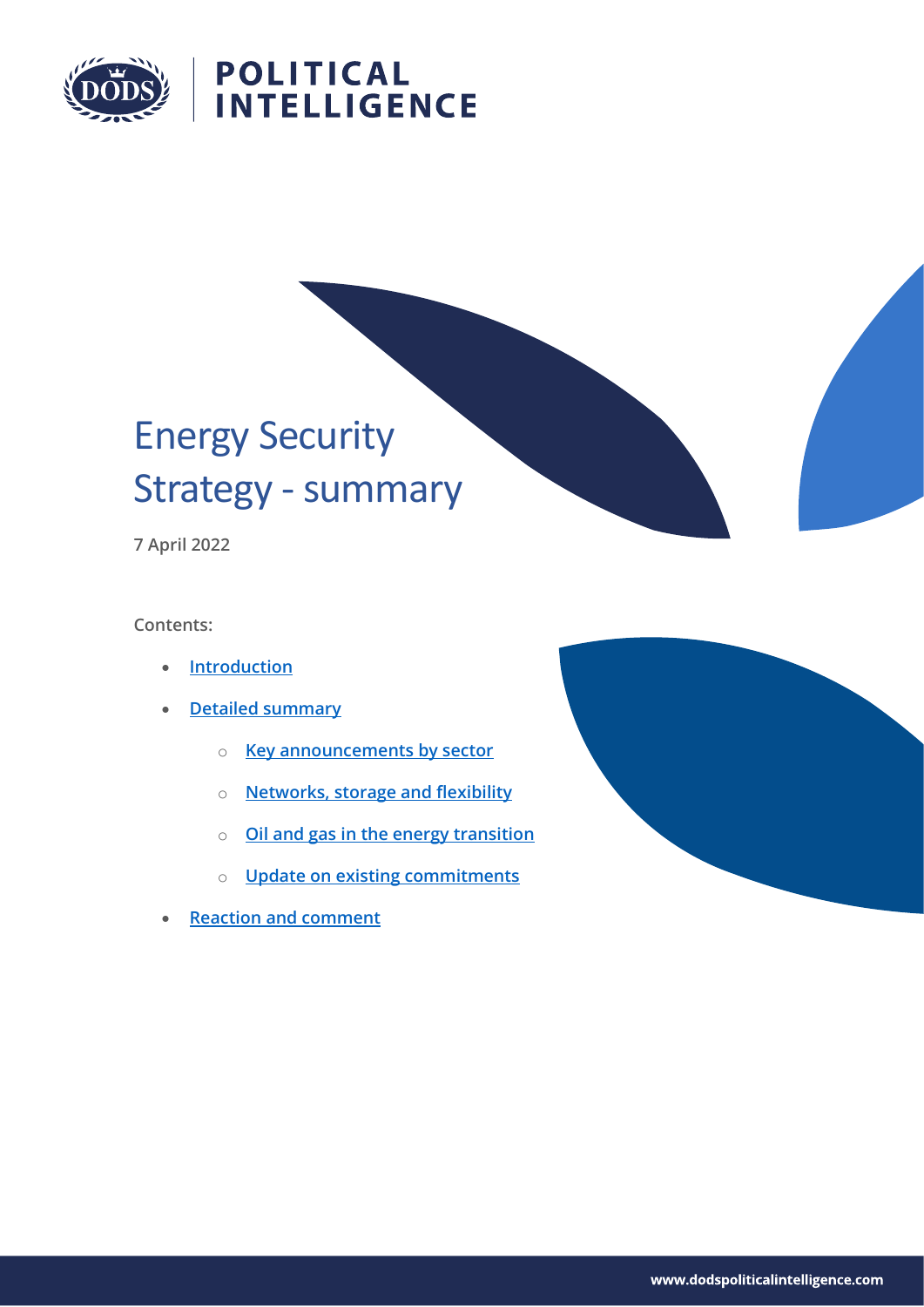# Energy Security Strategy - summary

**7 April 2022**

**Contents:**

- Introduction
- Detailed summary
    - Key announcements by sector
    - Networks, storage and flexibility
    - Oil and gas in the energy transition
    - Update on existing commitments
- Reaction and comment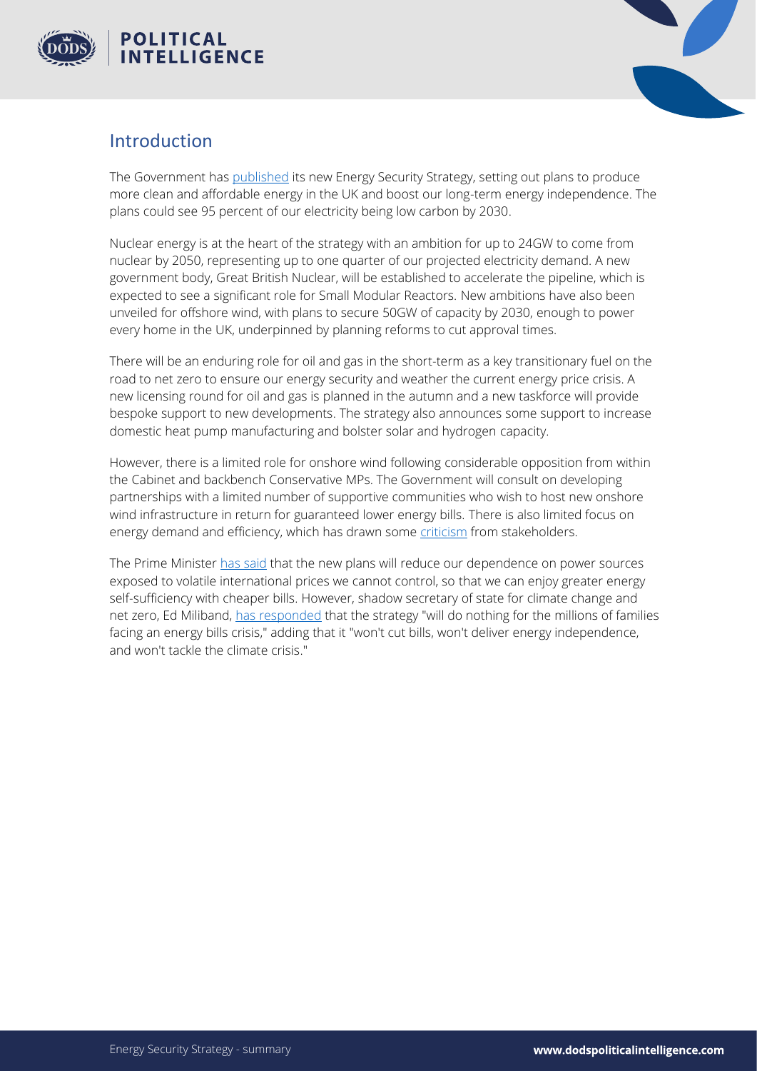## Introduction

The Government has published its new Energy Security Strategy, setting out plans to produce more clean and affordable energy in the UK and boost our long-term energy independence. The plans could see 95 percent of our electricity being low carbon by 2030.

Nuclear energy is at the heart of the strategy with an ambition for up to 24GW to come from nuclear by 2050, representing up to one quarter of our projected electricity demand. A new government body, Great British Nuclear, will be established to accelerate the pipeline, which is expected to see a significant role for Small Modular Reactors. New ambitions have also been unveiled for offshore wind, with plans to secure 50GW of capacity by 2030, enough to power every home in the UK, underpinned by planning reforms to cut approval times.

There will be an enduring role for oil and gas in the short-term as a key transitionary fuel on the road to net zero to ensure our energy security and weather the current energy price crisis. A new licensing round for oil and gas is planned in the autumn and a new taskforce will provide bespoke support to new developments. The strategy also announces some support to increase domestic heat pump manufacturing and bolster solar and hydrogen capacity.

However, there is a limited role for onshore wind following considerable opposition from within the Cabinet and backbench Conservative MPs. The Government will consult on developing partnerships with a limited number of supportive communities who wish to host new onshore wind infrastructure in return for guaranteed lower energy bills. There is also limited focus on energy demand and efficiency, which has drawn some criticism from stakeholders.

The Prime Minister has said that the new plans will reduce our dependence on power sources exposed to volatile international prices we cannot control, so that we can enjoy greater energy self-sufficiency with cheaper bills. However, shadow secretary of state for climate change and net zero, Ed Miliband, has responded that the strategy "will do nothing for the millions of families facing an energy bills crisis," adding that it "won't cut bills, won't deliver energy independence, and won't tackle the climate crisis."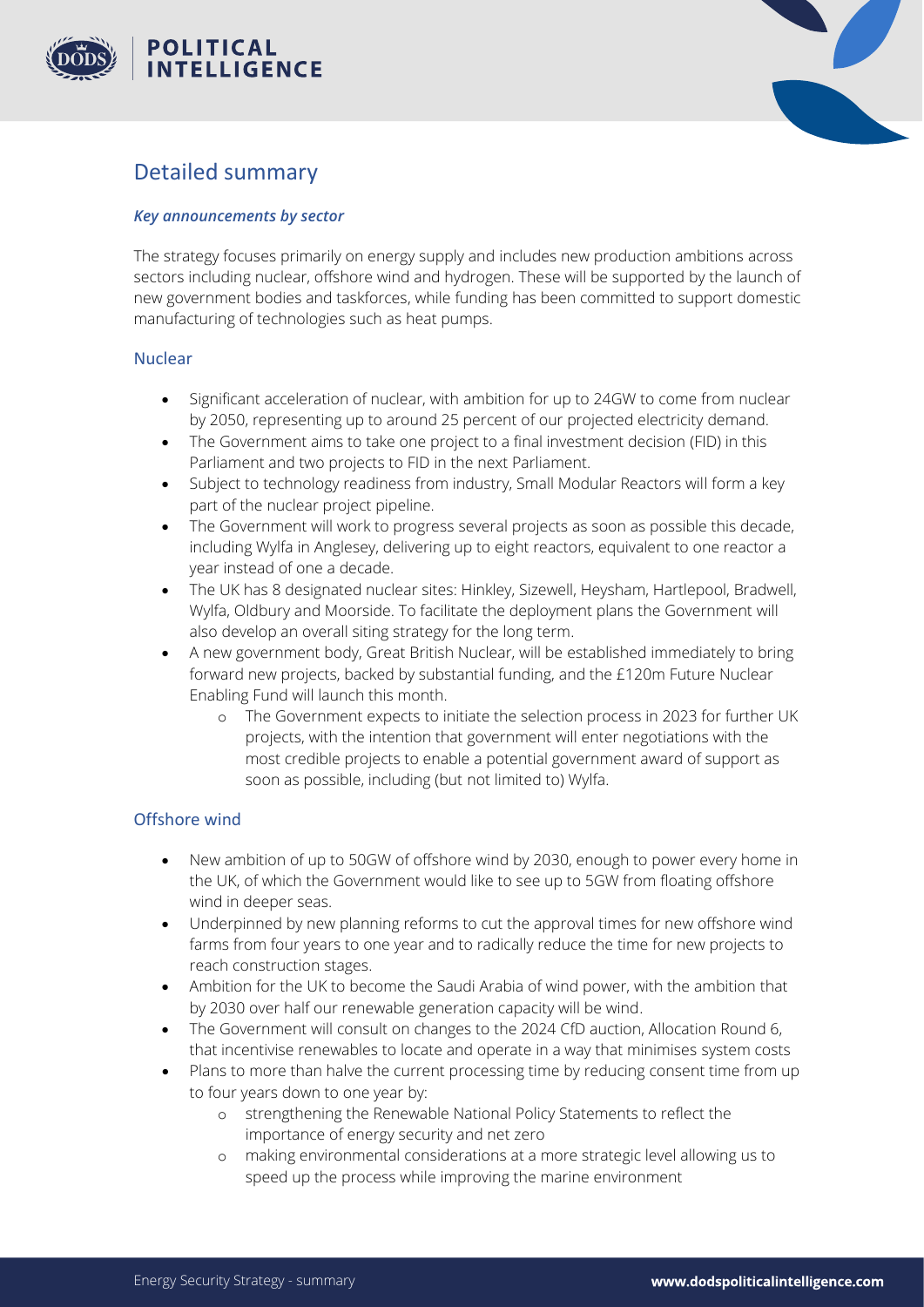## Detailed summary

### *Key announcements by sector*

The strategy focuses primarily on energy supply and includes new production ambitions across sectors including nuclear, offshore wind and hydrogen. These will be supported by the launch of new government bodies and taskforces, while funding has been committed to support domestic manufacturing of technologies such as heat pumps.

### Nuclear

- Significant acceleration of nuclear, with ambition for up to 24GW to come from nuclear by 2050, representing up to around 25 percent of our projected electricity demand.
- The Government aims to take one project to a final investment decision (FID) in this Parliament and two projects to FID in the next Parliament.
- Subject to technology readiness from industry, Small Modular Reactors will form a key part of the nuclear project pipeline.
- The Government will work to progress several projects as soon as possible this decade, including Wylfa in Anglesey, delivering up to eight reactors, equivalent to one reactor a year instead of one a decade.
- The UK has 8 designated nuclear sites: Hinkley, Sizewell, Heysham, Hartlepool, Bradwell, Wylfa, Oldbury and Moorside. To facilitate the deployment plans the Government will also develop an overall siting strategy for the long term.
- A new government body, Great British Nuclear, will be established immediately to bring forward new projects, backed by substantial funding, and the £120m Future Nuclear Enabling Fund will launch this month.
    - The Government expects to initiate the selection process in 2023 for further UK projects, with the intention that government will enter negotiations with the most credible projects to enable a potential government award of support as soon as possible, including (but not limited to) Wylfa.

### Offshore wind

- New ambition of up to 50GW of offshore wind by 2030, enough to power every home in the UK, of which the Government would like to see up to 5GW from floating offshore wind in deeper seas.
- Underpinned by new planning reforms to cut the approval times for new offshore wind farms from four years to one year and to radically reduce the time for new projects to reach construction stages.
- Ambition for the UK to become the Saudi Arabia of wind power, with the ambition that by 2030 over half our renewable generation capacity will be wind.
- The Government will consult on changes to the 2024 CfD auction, Allocation Round 6, that incentivise renewables to locate and operate in a way that minimises system costs
- Plans to more than halve the current processing time by reducing consent time from up to four years down to one year by:
    - strengthening the Renewable National Policy Statements to reflect the importance of energy security and net zero
    - making environmental considerations at a more strategic level allowing us to speed up the process while improving the marine environment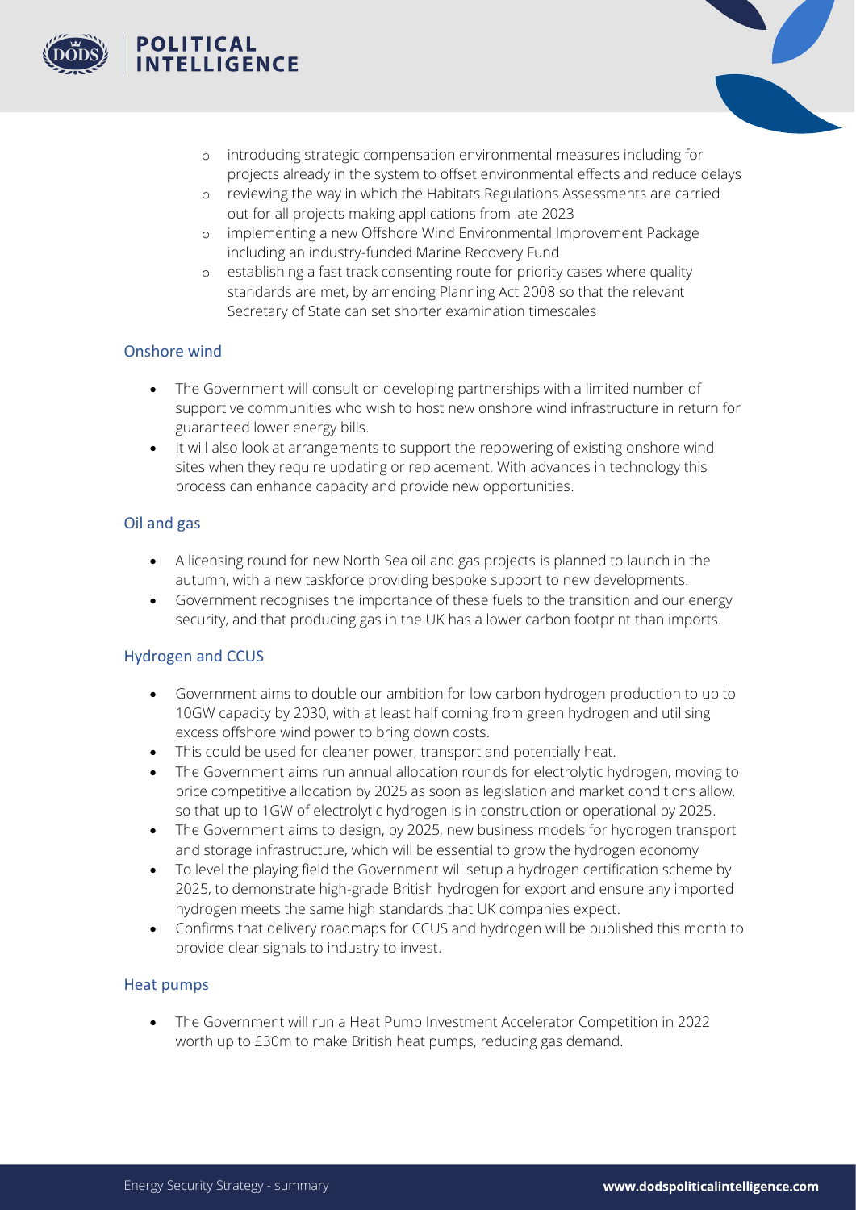- introducing strategic compensation environmental measures including for projects already in the system to offset environmental effects and reduce delays
  - reviewing the way in which the Habitats Regulations Assessments are carried out for all projects making applications from late 2023
  - implementing a new Offshore Wind Environmental Improvement Package including an industry-funded Marine Recovery Fund
  - establishing a fast track consenting route for priority cases where quality standards are met, by amending Planning Act 2008 so that the relevant Secretary of State can set shorter examination timescales

## Onshore wind

- The Government will consult on developing partnerships with a limited number of supportive communities who wish to host new onshore wind infrastructure in return for guaranteed lower energy bills.
- It will also look at arrangements to support the repowering of existing onshore wind sites when they require updating or replacement. With advances in technology this process can enhance capacity and provide new opportunities.

## Oil and gas

- A licensing round for new North Sea oil and gas projects is planned to launch in the autumn, with a new taskforce providing bespoke support to new developments.
- Government recognises the importance of these fuels to the transition and our energy security, and that producing gas in the UK has a lower carbon footprint than imports.

## Hydrogen and CCUS

- Government aims to double our ambition for low carbon hydrogen production to up to 10GW capacity by 2030, with at least half coming from green hydrogen and utilising excess offshore wind power to bring down costs.
- This could be used for cleaner power, transport and potentially heat.
- The Government aims run annual allocation rounds for electrolytic hydrogen, moving to price competitive allocation by 2025 as soon as legislation and market conditions allow, so that up to 1GW of electrolytic hydrogen is in construction or operational by 2025.
- The Government aims to design, by 2025, new business models for hydrogen transport and storage infrastructure, which will be essential to grow the hydrogen economy
- To level the playing field the Government will setup a hydrogen certification scheme by 2025, to demonstrate high-grade British hydrogen for export and ensure any imported hydrogen meets the same high standards that UK companies expect.
- Confirms that delivery roadmaps for CCUS and hydrogen will be published this month to provide clear signals to industry to invest.

## Heat pumps

- The Government will run a Heat Pump Investment Accelerator Competition in 2022 worth up to £30m to make British heat pumps, reducing gas demand.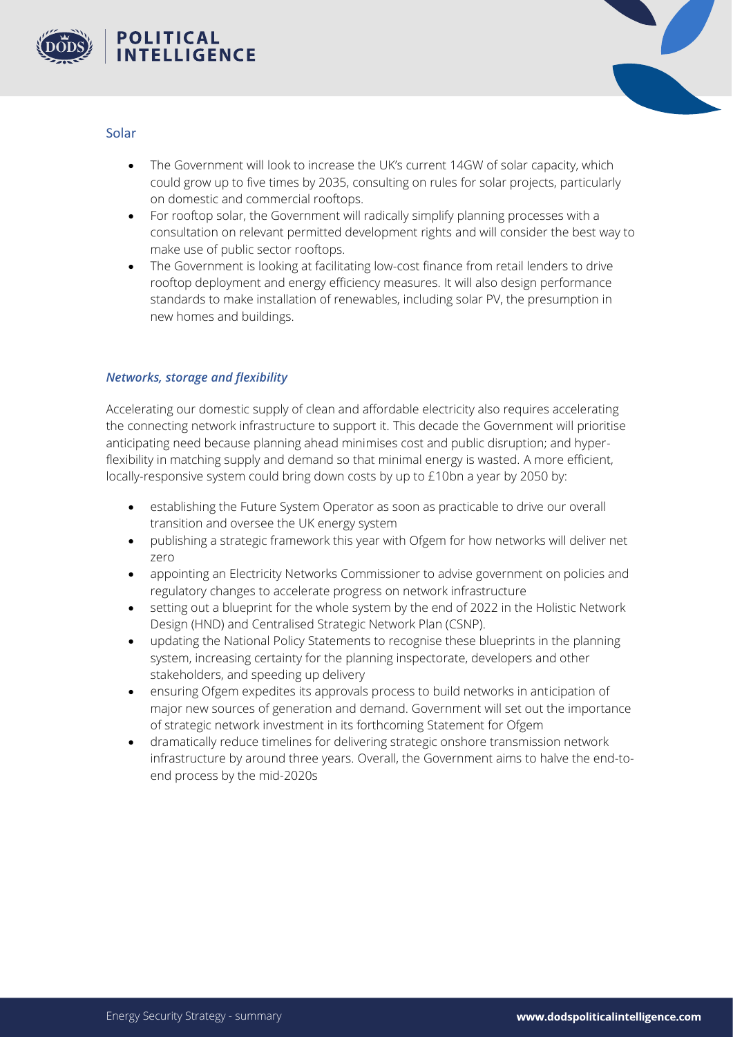## Solar

- The Government will look to increase the UK's current 14GW of solar capacity, which could grow up to five times by 2035, consulting on rules for solar projects, particularly on domestic and commercial rooftops.
- For rooftop solar, the Government will radically simplify planning processes with a consultation on relevant permitted development rights and will consider the best way to make use of public sector rooftops.
- The Government is looking at facilitating low-cost finance from retail lenders to drive rooftop deployment and energy efficiency measures. It will also design performance standards to make installation of renewables, including solar PV, the presumption in new homes and buildings.

### *Networks, storage and flexibility*

Accelerating our domestic supply of clean and affordable electricity also requires accelerating the connecting network infrastructure to support it. This decade the Government will prioritise anticipating need because planning ahead minimises cost and public disruption; and hyper-flexibility in matching supply and demand so that minimal energy is wasted. A more efficient, locally-responsive system could bring down costs by up to £10bn a year by 2050 by:

- establishing the Future System Operator as soon as practicable to drive our overall transition and oversee the UK energy system
- publishing a strategic framework this year with Ofgem for how networks will deliver net zero
- appointing an Electricity Networks Commissioner to advise government on policies and regulatory changes to accelerate progress on network infrastructure
- setting out a blueprint for the whole system by the end of 2022 in the Holistic Network Design (HND) and Centralised Strategic Network Plan (CSNP).
- updating the National Policy Statements to recognise these blueprints in the planning system, increasing certainty for the planning inspectorate, developers and other stakeholders, and speeding up delivery
- ensuring Ofgem expedites its approvals process to build networks in anticipation of major new sources of generation and demand. Government will set out the importance of strategic network investment in its forthcoming Statement for Ofgem
- dramatically reduce timelines for delivering strategic onshore transmission network infrastructure by around three years. Overall, the Government aims to halve the end-to-end process by the mid-2020s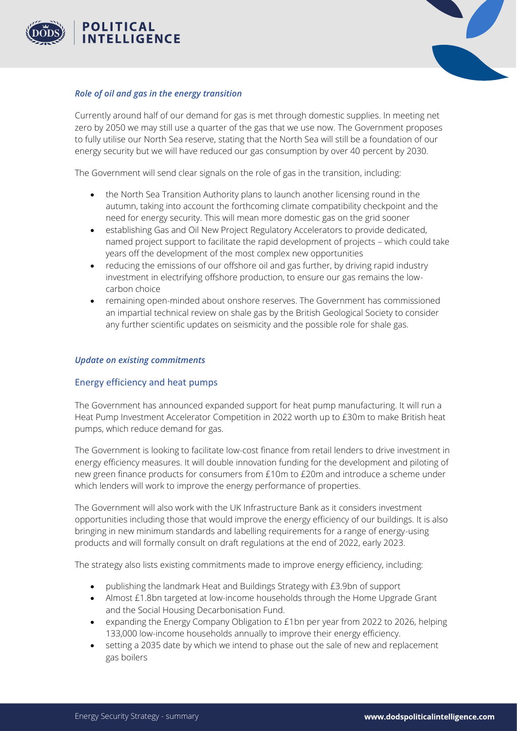### *Role of oil and gas in the energy transition*

Currently around half of our demand for gas is met through domestic supplies. In meeting net zero by 2050 we may still use a quarter of the gas that we use now. The Government proposes to fully utilise our North Sea reserve, stating that the North Sea will still be a foundation of our energy security but we will have reduced our gas consumption by over 40 percent by 2030.

The Government will send clear signals on the role of gas in the transition, including:

- the North Sea Transition Authority plans to launch another licensing round in the autumn, taking into account the forthcoming climate compatibility checkpoint and the need for energy security. This will mean more domestic gas on the grid sooner
- establishing Gas and Oil New Project Regulatory Accelerators to provide dedicated, named project support to facilitate the rapid development of projects – which could take years off the development of the most complex new opportunities
- reducing the emissions of our offshore oil and gas further, by driving rapid industry investment in electrifying offshore production, to ensure our gas remains the low-carbon choice
- remaining open-minded about onshore reserves. The Government has commissioned an impartial technical review on shale gas by the British Geological Society to consider any further scientific updates on seismicity and the possible role for shale gas.

### *Update on existing commitments*

#### Energy efficiency and heat pumps

The Government has announced expanded support for heat pump manufacturing. It will run a Heat Pump Investment Accelerator Competition in 2022 worth up to £30m to make British heat pumps, which reduce demand for gas.

The Government is looking to facilitate low-cost finance from retail lenders to drive investment in energy efficiency measures. It will double innovation funding for the development and piloting of new green finance products for consumers from £10m to £20m and introduce a scheme under which lenders will work to improve the energy performance of properties.

The Government will also work with the UK Infrastructure Bank as it considers investment opportunities including those that would improve the energy efficiency of our buildings. It is also bringing in new minimum standards and labelling requirements for a range of energy-using products and will formally consult on draft regulations at the end of 2022, early 2023.

The strategy also lists existing commitments made to improve energy efficiency, including:

- publishing the landmark Heat and Buildings Strategy with £3.9bn of support
- Almost £1.8bn targeted at low-income households through the Home Upgrade Grant and the Social Housing Decarbonisation Fund.
- expanding the Energy Company Obligation to £1bn per year from 2022 to 2026, helping 133,000 low-income households annually to improve their energy efficiency.
- setting a 2035 date by which we intend to phase out the sale of new and replacement gas boilers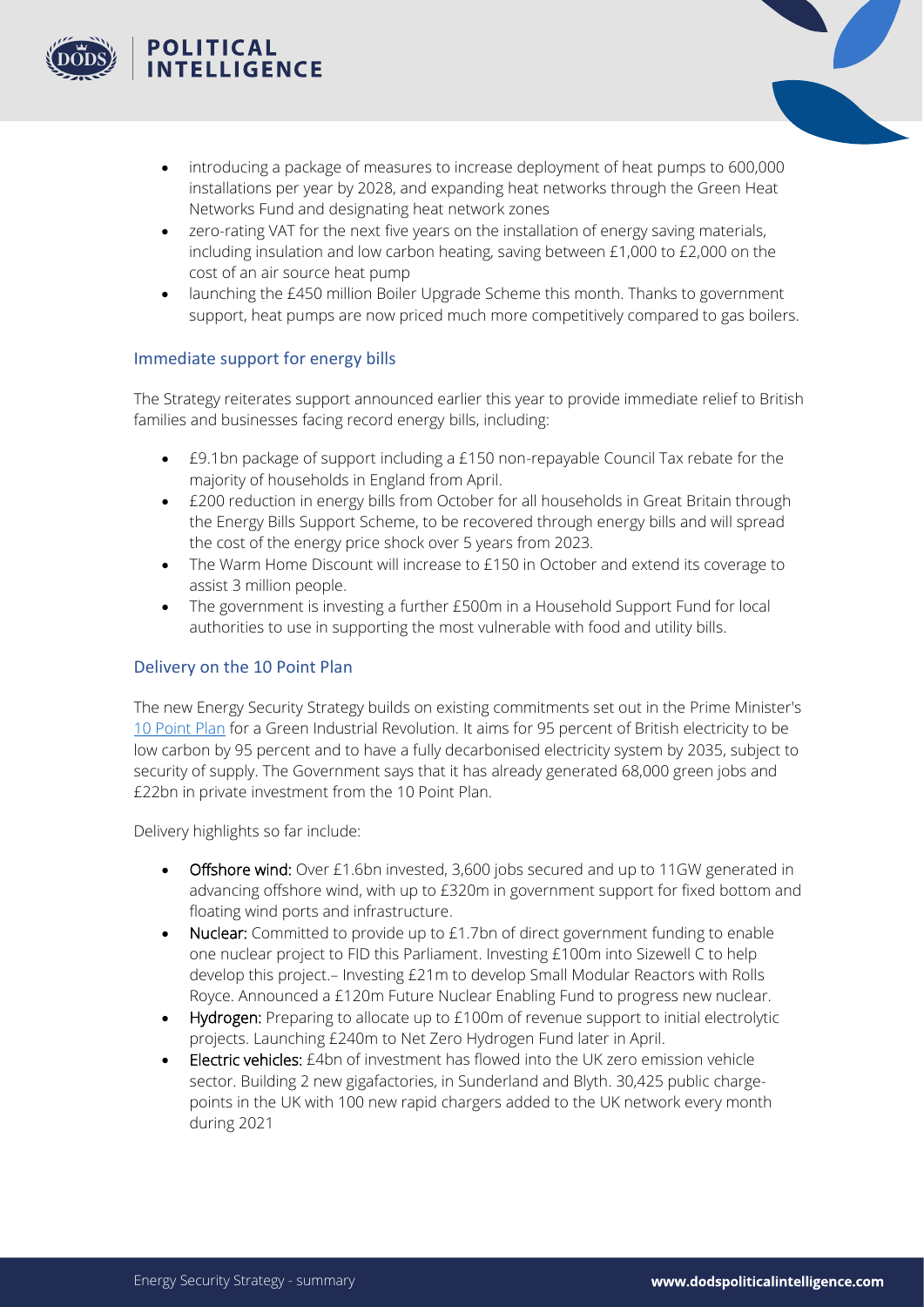- introducing a package of measures to increase deployment of heat pumps to 600,000 installations per year by 2028, and expanding heat networks through the Green Heat Networks Fund and designating heat network zones
- zero-rating VAT for the next five years on the installation of energy saving materials, including insulation and low carbon heating, saving between £1,000 to £2,000 on the cost of an air source heat pump
- launching the £450 million Boiler Upgrade Scheme this month. Thanks to government support, heat pumps are now priced much more competitively compared to gas boilers.

## Immediate support for energy bills

The Strategy reiterates support announced earlier this year to provide immediate relief to British families and businesses facing record energy bills, including:

- £9.1bn package of support including a £150 non-repayable Council Tax rebate for the majority of households in England from April.
- £200 reduction in energy bills from October for all households in Great Britain through the Energy Bills Support Scheme, to be recovered through energy bills and will spread the cost of the energy price shock over 5 years from 2023.
- The Warm Home Discount will increase to £150 in October and extend its coverage to assist 3 million people.
- The government is investing a further £500m in a Household Support Fund for local authorities to use in supporting the most vulnerable with food and utility bills.

## Delivery on the 10 Point Plan

The new Energy Security Strategy builds on existing commitments set out in the Prime Minister's 10 Point Plan for a Green Industrial Revolution. It aims for 95 percent of British electricity to be low carbon by 95 percent and to have a fully decarbonised electricity system by 2035, subject to security of supply. The Government says that it has already generated 68,000 green jobs and £22bn in private investment from the 10 Point Plan.

Delivery highlights so far include:

- **Offshore wind:** Over £1.6bn invested, 3,600 jobs secured and up to 11GW generated in advancing offshore wind, with up to £320m in government support for fixed bottom and floating wind ports and infrastructure.
- **Nuclear:** Committed to provide up to £1.7bn of direct government funding to enable one nuclear project to FID this Parliament. Investing £100m into Sizewell C to help develop this project.– Investing £21m to develop Small Modular Reactors with Rolls Royce. Announced a £120m Future Nuclear Enabling Fund to progress new nuclear.
- **Hydrogen:** Preparing to allocate up to £100m of revenue support to initial electrolytic projects. Launching £240m to Net Zero Hydrogen Fund later in April.
- **Electric vehicles:** £4bn of investment has flowed into the UK zero emission vehicle sector. Building 2 new gigafactories, in Sunderland and Blyth. 30,425 public charge-points in the UK with 100 new rapid chargers added to the UK network every month during 2021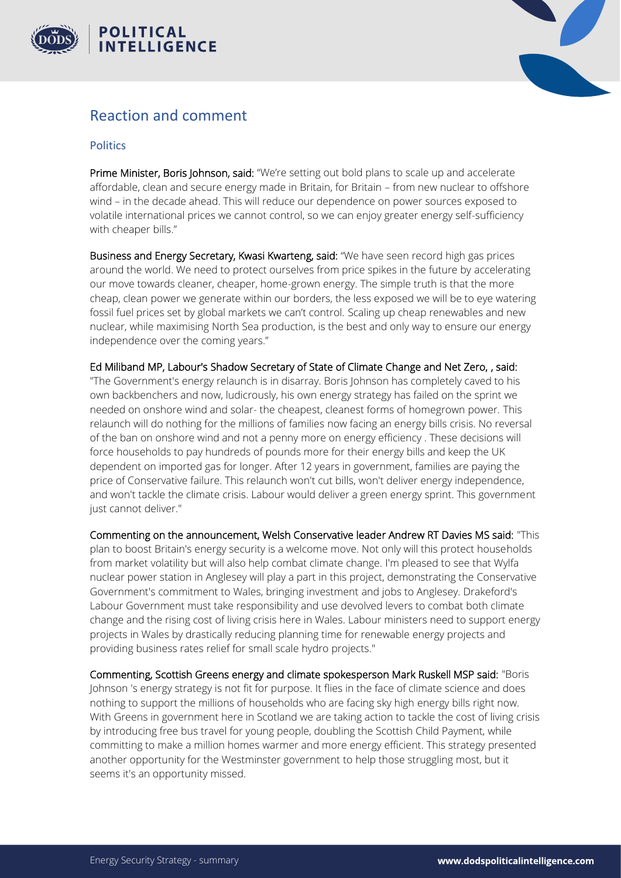## Reaction and comment

### Politics

**Prime Minister, Boris Johnson, said:** "We're setting out bold plans to scale up and accelerate affordable, clean and secure energy made in Britain, for Britain – from new nuclear to offshore wind – in the decade ahead. This will reduce our dependence on power sources exposed to volatile international prices we cannot control, so we can enjoy greater energy self-sufficiency with cheaper bills."

**Business and Energy Secretary, Kwasi Kwarteng, said:** "We have seen record high gas prices around the world. We need to protect ourselves from price spikes in the future by accelerating our move towards cleaner, cheaper, home-grown energy. The simple truth is that the more cheap, clean power we generate within our borders, the less exposed we will be to eye watering fossil fuel prices set by global markets we can't control. Scaling up cheap renewables and new nuclear, while maximising North Sea production, is the best and only way to ensure our energy independence over the coming years."

**Ed Miliband MP, Labour's Shadow Secretary of State of Climate Change and Net Zero, , said:** "The Government's energy relaunch is in disarray. Boris Johnson has completely caved to his own backbenchers and now, ludicrously, his own energy strategy has failed on the sprint we needed on onshore wind and solar- the cheapest, cleanest forms of homegrown power. This relaunch will do nothing for the millions of families now facing an energy bills crisis. No reversal of the ban on onshore wind and not a penny more on energy efficiency . These decisions will force households to pay hundreds of pounds more for their energy bills and keep the UK dependent on imported gas for longer. After 12 years in government, families are paying the price of Conservative failure. This relaunch won't cut bills, won't deliver energy independence, and won't tackle the climate crisis. Labour would deliver a green energy sprint. This government just cannot deliver."

**Commenting on the announcement, Welsh Conservative leader Andrew RT Davies MS said:** "This plan to boost Britain's energy security is a welcome move. Not only will this protect households from market volatility but will also help combat climate change. I'm pleased to see that Wylfa nuclear power station in Anglesey will play a part in this project, demonstrating the Conservative Government's commitment to Wales, bringing investment and jobs to Anglesey. Drakeford's Labour Government must take responsibility and use devolved levers to combat both climate change and the rising cost of living crisis here in Wales. Labour ministers need to support energy projects in Wales by drastically reducing planning time for renewable energy projects and providing business rates relief for small scale hydro projects."

**Commenting, Scottish Greens energy and climate spokesperson Mark Ruskell MSP said:** "Boris Johnson 's energy strategy is not fit for purpose. It flies in the face of climate science and does nothing to support the millions of households who are facing sky high energy bills right now. With Greens in government here in Scotland we are taking action to tackle the cost of living crisis by introducing free bus travel for young people, doubling the Scottish Child Payment, while committing to make a million homes warmer and more energy efficient. This strategy presented another opportunity for the Westminster government to help those struggling most, but it seems it's an opportunity missed.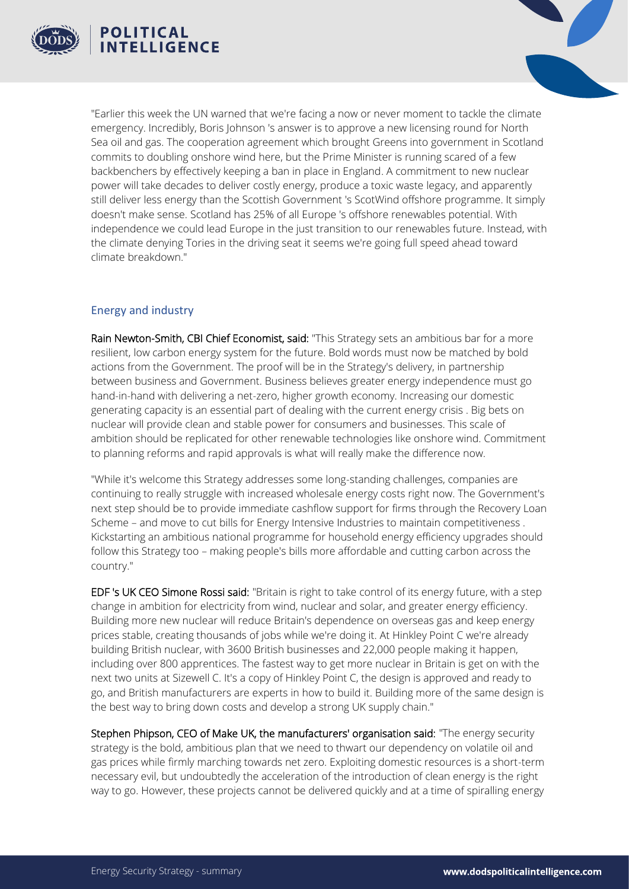"Earlier this week the UN warned that we're facing a now or never moment to tackle the climate emergency. Incredibly, Boris Johnson 's answer is to approve a new licensing round for North Sea oil and gas. The cooperation agreement which brought Greens into government in Scotland commits to doubling onshore wind here, but the Prime Minister is running scared of a few backbenchers by effectively keeping a ban in place in England. A commitment to new nuclear power will take decades to deliver costly energy, produce a toxic waste legacy, and apparently still deliver less energy than the Scottish Government 's ScotWind offshore programme. It simply doesn't make sense. Scotland has 25% of all Europe 's offshore renewables potential. With independence we could lead Europe in the just transition to our renewables future. Instead, with the climate denying Tories in the driving seat it seems we're going full speed ahead toward climate breakdown."

## Energy and industry

**Rain Newton-Smith, CBI Chief Economist, said:** "This Strategy sets an ambitious bar for a more resilient, low carbon energy system for the future. Bold words must now be matched by bold actions from the Government. The proof will be in the Strategy's delivery, in partnership between business and Government. Business believes greater energy independence must go hand-in-hand with delivering a net-zero, higher growth economy. Increasing our domestic generating capacity is an essential part of dealing with the current energy crisis . Big bets on nuclear will provide clean and stable power for consumers and businesses. This scale of ambition should be replicated for other renewable technologies like onshore wind. Commitment to planning reforms and rapid approvals is what will really make the difference now.

"While it's welcome this Strategy addresses some long-standing challenges, companies are continuing to really struggle with increased wholesale energy costs right now. The Government's next step should be to provide immediate cashflow support for firms through the Recovery Loan Scheme – and move to cut bills for Energy Intensive Industries to maintain competitiveness . Kickstarting an ambitious national programme for household energy efficiency upgrades should follow this Strategy too – making people's bills more affordable and cutting carbon across the country."

**EDF 's UK CEO Simone Rossi said:** "Britain is right to take control of its energy future, with a step change in ambition for electricity from wind, nuclear and solar, and greater energy efficiency. Building more new nuclear will reduce Britain's dependence on overseas gas and keep energy prices stable, creating thousands of jobs while we're doing it. At Hinkley Point C we're already building British nuclear, with 3600 British businesses and 22,000 people making it happen, including over 800 apprentices. The fastest way to get more nuclear in Britain is get on with the next two units at Sizewell C. It's a copy of Hinkley Point C, the design is approved and ready to go, and British manufacturers are experts in how to build it. Building more of the same design is the best way to bring down costs and develop a strong UK supply chain."

**Stephen Phipson, CEO of Make UK, the manufacturers' organisation said:** "The energy security strategy is the bold, ambitious plan that we need to thwart our dependency on volatile oil and gas prices while firmly marching towards net zero. Exploiting domestic resources is a short-term necessary evil, but undoubtedly the acceleration of the introduction of clean energy is the right way to go. However, these projects cannot be delivered quickly and at a time of spiralling energy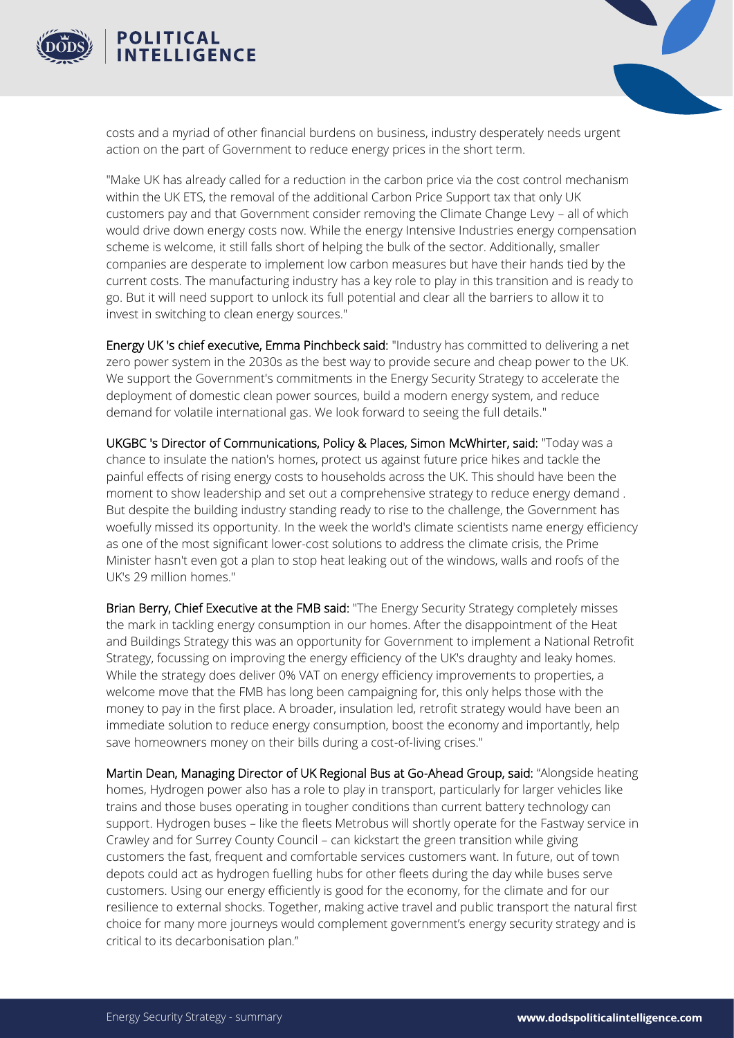costs and a myriad of other financial burdens on business, industry desperately needs urgent action on the part of Government to reduce energy prices in the short term.

"Make UK has already called for a reduction in the carbon price via the cost control mechanism within the UK ETS, the removal of the additional Carbon Price Support tax that only UK customers pay and that Government consider removing the Climate Change Levy – all of which would drive down energy costs now. While the energy Intensive Industries energy compensation scheme is welcome, it still falls short of helping the bulk of the sector. Additionally, smaller companies are desperate to implement low carbon measures but have their hands tied by the current costs. The manufacturing industry has a key role to play in this transition and is ready to go. But it will need support to unlock its full potential and clear all the barriers to allow it to invest in switching to clean energy sources."

Energy UK 's chief executive, Emma Pinchbeck said: "Industry has committed to delivering a net zero power system in the 2030s as the best way to provide secure and cheap power to the UK. We support the Government's commitments in the Energy Security Strategy to accelerate the deployment of domestic clean power sources, build a modern energy system, and reduce demand for volatile international gas. We look forward to seeing the full details."

UKGBC 's Director of Communications, Policy & Places, Simon McWhirter, said: "Today was a chance to insulate the nation's homes, protect us against future price hikes and tackle the painful effects of rising energy costs to households across the UK. This should have been the moment to show leadership and set out a comprehensive strategy to reduce energy demand . But despite the building industry standing ready to rise to the challenge, the Government has woefully missed its opportunity. In the week the world's climate scientists name energy efficiency as one of the most significant lower-cost solutions to address the climate crisis, the Prime Minister hasn't even got a plan to stop heat leaking out of the windows, walls and roofs of the UK's 29 million homes."

Brian Berry, Chief Executive at the FMB said: "The Energy Security Strategy completely misses the mark in tackling energy consumption in our homes. After the disappointment of the Heat and Buildings Strategy this was an opportunity for Government to implement a National Retrofit Strategy, focussing on improving the energy efficiency of the UK's draughty and leaky homes. While the strategy does deliver 0% VAT on energy efficiency improvements to properties, a welcome move that the FMB has long been campaigning for, this only helps those with the money to pay in the first place. A broader, insulation led, retrofit strategy would have been an immediate solution to reduce energy consumption, boost the economy and importantly, help save homeowners money on their bills during a cost-of-living crises."

Martin Dean, Managing Director of UK Regional Bus at Go-Ahead Group, said: "Alongside heating homes, Hydrogen power also has a role to play in transport, particularly for larger vehicles like trains and those buses operating in tougher conditions than current battery technology can support. Hydrogen buses – like the fleets Metrobus will shortly operate for the Fastway service in Crawley and for Surrey County Council – can kickstart the green transition while giving customers the fast, frequent and comfortable services customers want. In future, out of town depots could act as hydrogen fuelling hubs for other fleets during the day while buses serve customers. Using our energy efficiently is good for the economy, for the climate and for our resilience to external shocks. Together, making active travel and public transport the natural first choice for many more journeys would complement government's energy security strategy and is critical to its decarbonisation plan."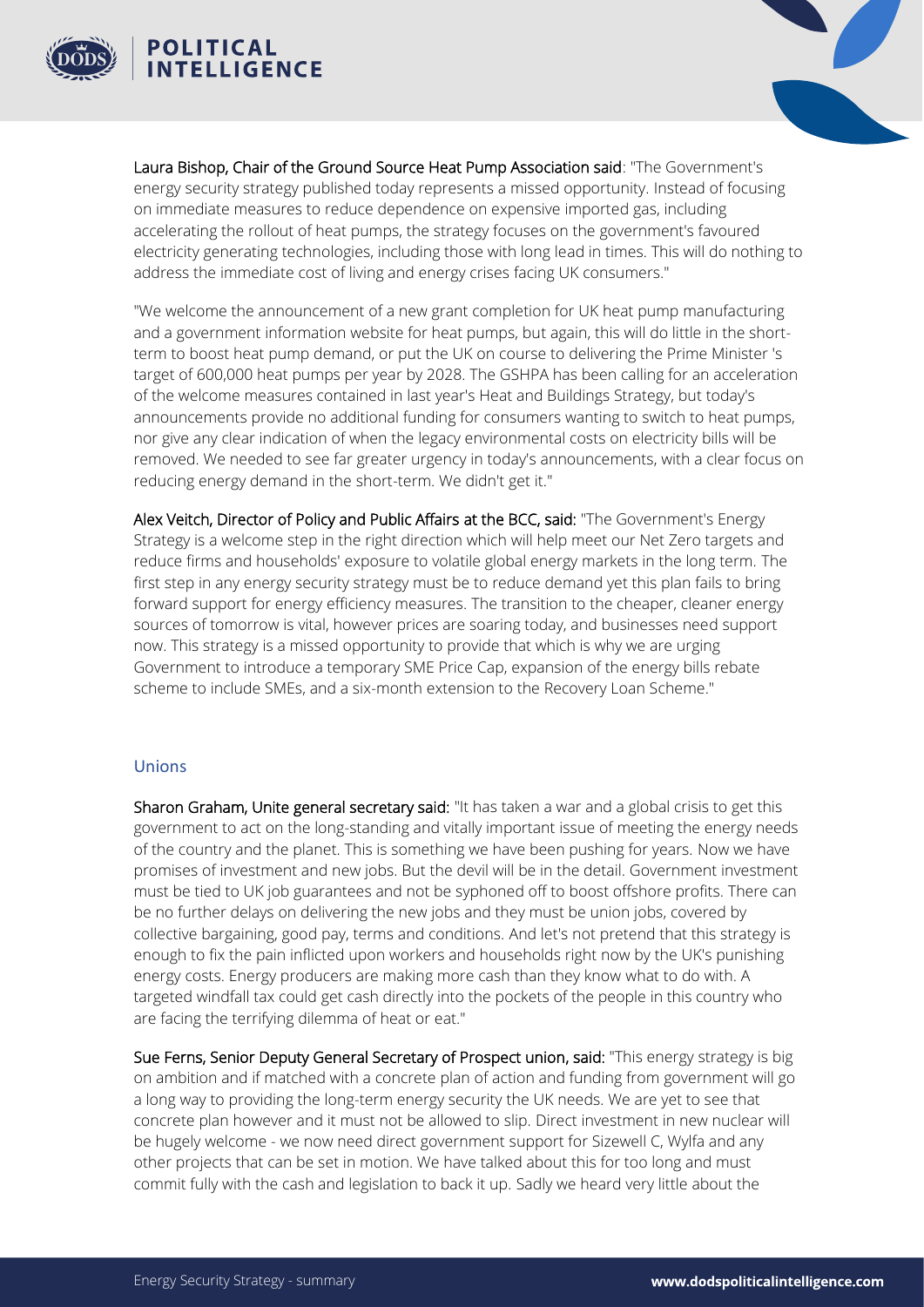**Laura Bishop, Chair of the Ground Source Heat Pump Association said**: "The Government's energy security strategy published today represents a missed opportunity. Instead of focusing on immediate measures to reduce dependence on expensive imported gas, including accelerating the rollout of heat pumps, the strategy focuses on the government's favoured electricity generating technologies, including those with long lead in times. This will do nothing to address the immediate cost of living and energy crises facing UK consumers."

"We welcome the announcement of a new grant completion for UK heat pump manufacturing and a government information website for heat pumps, but again, this will do little in the short-term to boost heat pump demand, or put the UK on course to delivering the Prime Minister 's target of 600,000 heat pumps per year by 2028. The GSHPA has been calling for an acceleration of the welcome measures contained in last year's Heat and Buildings Strategy, but today's announcements provide no additional funding for consumers wanting to switch to heat pumps, nor give any clear indication of when the legacy environmental costs on electricity bills will be removed. We needed to see far greater urgency in today's announcements, with a clear focus on reducing energy demand in the short-term. We didn't get it."

**Alex Veitch, Director of Policy and Public Affairs at the BCC, said:** "The Government's Energy Strategy is a welcome step in the right direction which will help meet our Net Zero targets and reduce firms and households' exposure to volatile global energy markets in the long term. The first step in any energy security strategy must be to reduce demand yet this plan fails to bring forward support for energy efficiency measures. The transition to the cheaper, cleaner energy sources of tomorrow is vital, however prices are soaring today, and businesses need support now. This strategy is a missed opportunity to provide that which is why we are urging Government to introduce a temporary SME Price Cap, expansion of the energy bills rebate scheme to include SMEs, and a six-month extension to the Recovery Loan Scheme."

## Unions

**Sharon Graham, Unite general secretary said:** "It has taken a war and a global crisis to get this government to act on the long-standing and vitally important issue of meeting the energy needs of the country and the planet. This is something we have been pushing for years. Now we have promises of investment and new jobs. But the devil will be in the detail. Government investment must be tied to UK job guarantees and not be syphoned off to boost offshore profits. There can be no further delays on delivering the new jobs and they must be union jobs, covered by collective bargaining, good pay, terms and conditions. And let's not pretend that this strategy is enough to fix the pain inflicted upon workers and households right now by the UK's punishing energy costs. Energy producers are making more cash than they know what to do with. A targeted windfall tax could get cash directly into the pockets of the people in this country who are facing the terrifying dilemma of heat or eat."

**Sue Ferns, Senior Deputy General Secretary of Prospect union, said:** "This energy strategy is big on ambition and if matched with a concrete plan of action and funding from government will go a long way to providing the long-term energy security the UK needs. We are yet to see that concrete plan however and it must not be allowed to slip. Direct investment in new nuclear will be hugely welcome - we now need direct government support for Sizewell C, Wylfa and any other projects that can be set in motion. We have talked about this for too long and must commit fully with the cash and legislation to back it up. Sadly we heard very little about the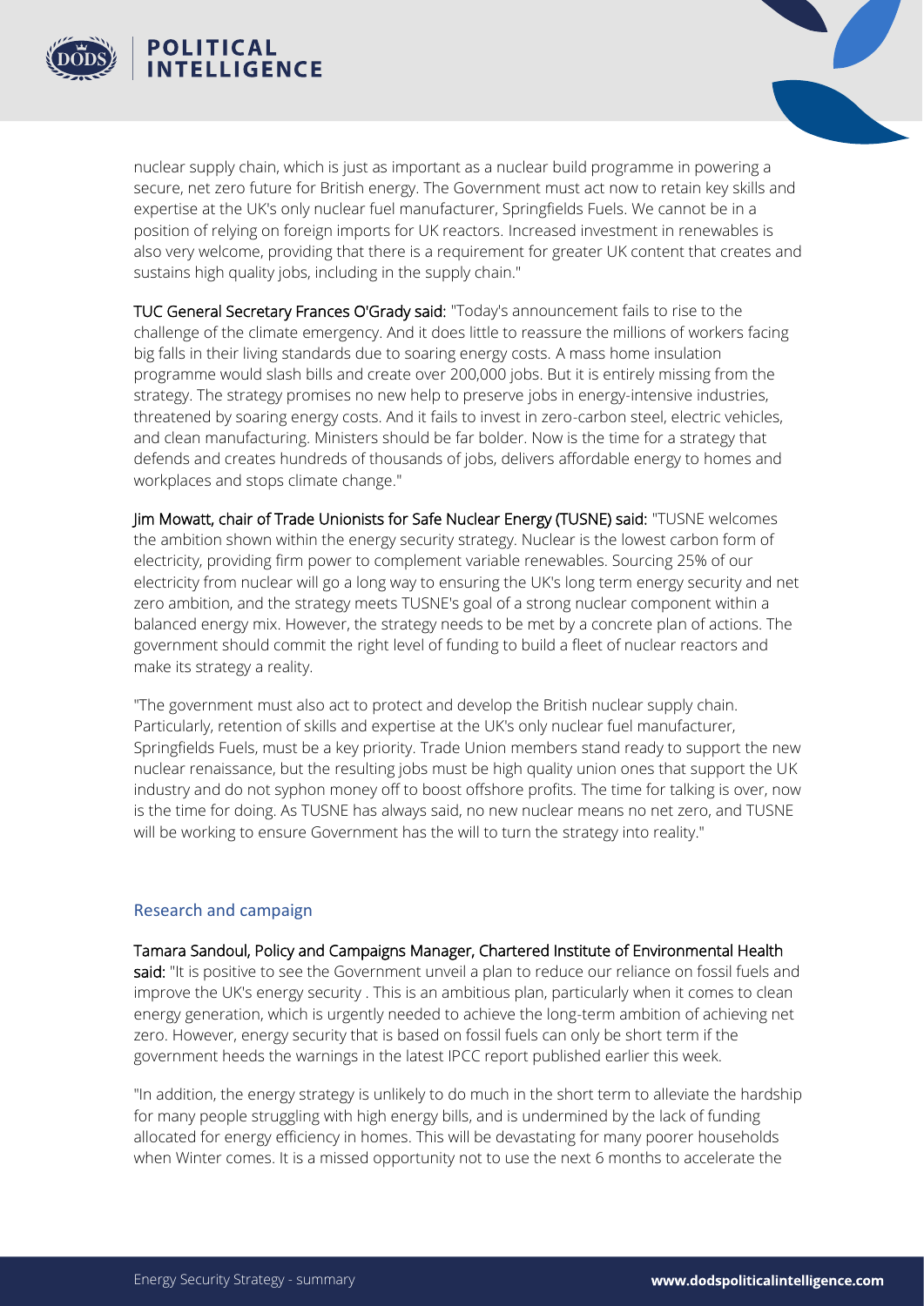nuclear supply chain, which is just as important as a nuclear build programme in powering a secure, net zero future for British energy. The Government must act now to retain key skills and expertise at the UK's only nuclear fuel manufacturer, Springfields Fuels. We cannot be in a position of relying on foreign imports for UK reactors. Increased investment in renewables is also very welcome, providing that there is a requirement for greater UK content that creates and sustains high quality jobs, including in the supply chain."

TUC General Secretary Frances O'Grady said: "Today's announcement fails to rise to the challenge of the climate emergency. And it does little to reassure the millions of workers facing big falls in their living standards due to soaring energy costs. A mass home insulation programme would slash bills and create over 200,000 jobs. But it is entirely missing from the strategy. The strategy promises no new help to preserve jobs in energy-intensive industries, threatened by soaring energy costs. And it fails to invest in zero-carbon steel, electric vehicles, and clean manufacturing. Ministers should be far bolder. Now is the time for a strategy that defends and creates hundreds of thousands of jobs, delivers affordable energy to homes and workplaces and stops climate change."

Jim Mowatt, chair of Trade Unionists for Safe Nuclear Energy (TUSNE) said: "TUSNE welcomes the ambition shown within the energy security strategy. Nuclear is the lowest carbon form of electricity, providing firm power to complement variable renewables. Sourcing 25% of our electricity from nuclear will go a long way to ensuring the UK's long term energy security and net zero ambition, and the strategy meets TUSNE's goal of a strong nuclear component within a balanced energy mix. However, the strategy needs to be met by a concrete plan of actions. The government should commit the right level of funding to build a fleet of nuclear reactors and make its strategy a reality.

"The government must also act to protect and develop the British nuclear supply chain. Particularly, retention of skills and expertise at the UK's only nuclear fuel manufacturer, Springfields Fuels, must be a key priority. Trade Union members stand ready to support the new nuclear renaissance, but the resulting jobs must be high quality union ones that support the UK industry and do not syphon money off to boost offshore profits. The time for talking is over, now is the time for doing. As TUSNE has always said, no new nuclear means no net zero, and TUSNE will be working to ensure Government has the will to turn the strategy into reality."

## Research and campaign

Tamara Sandoul, Policy and Campaigns Manager, Chartered Institute of Environmental Health said: "It is positive to see the Government unveil a plan to reduce our reliance on fossil fuels and improve the UK's energy security . This is an ambitious plan, particularly when it comes to clean energy generation, which is urgently needed to achieve the long-term ambition of achieving net zero. However, energy security that is based on fossil fuels can only be short term if the government heeds the warnings in the latest IPCC report published earlier this week.

"In addition, the energy strategy is unlikely to do much in the short term to alleviate the hardship for many people struggling with high energy bills, and is undermined by the lack of funding allocated for energy efficiency in homes. This will be devastating for many poorer households when Winter comes. It is a missed opportunity not to use the next 6 months to accelerate the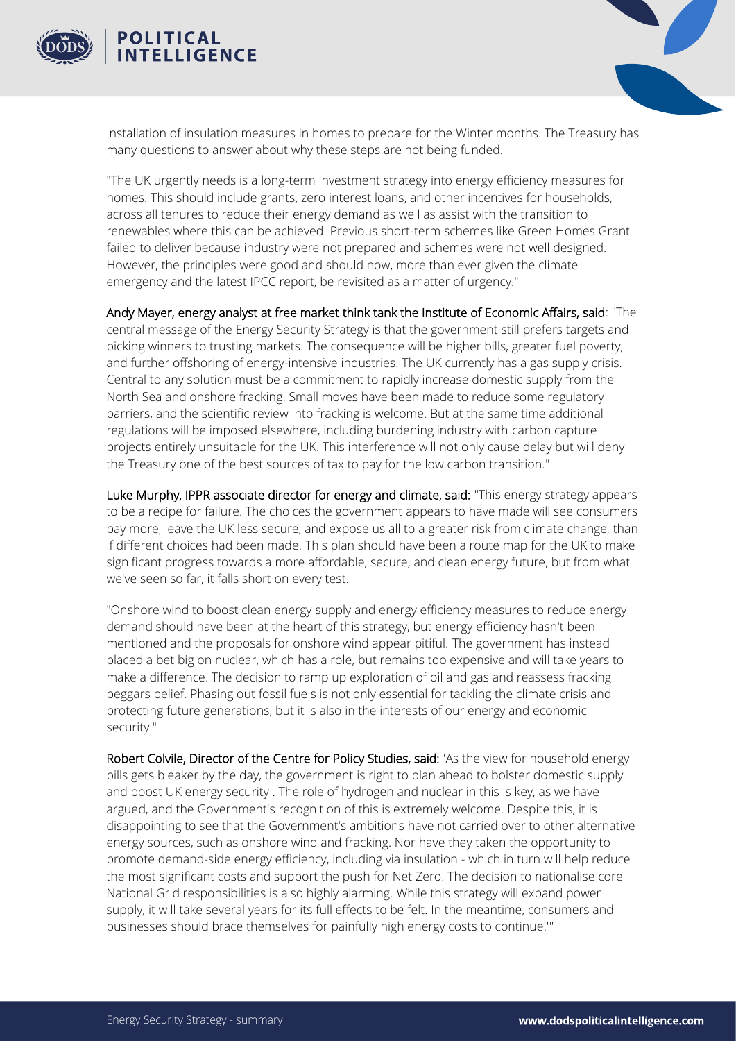installation of insulation measures in homes to prepare for the Winter months. The Treasury has many questions to answer about why these steps are not being funded.

"The UK urgently needs is a long-term investment strategy into energy efficiency measures for homes. This should include grants, zero interest loans, and other incentives for households, across all tenures to reduce their energy demand as well as assist with the transition to renewables where this can be achieved. Previous short-term schemes like Green Homes Grant failed to deliver because industry were not prepared and schemes were not well designed. However, the principles were good and should now, more than ever given the climate emergency and the latest IPCC report, be revisited as a matter of urgency."

Andy Mayer, energy analyst at free market think tank the Institute of Economic Affairs, said: "The central message of the Energy Security Strategy is that the government still prefers targets and picking winners to trusting markets. The consequence will be higher bills, greater fuel poverty, and further offshoring of energy-intensive industries. The UK currently has a gas supply crisis. Central to any solution must be a commitment to rapidly increase domestic supply from the North Sea and onshore fracking. Small moves have been made to reduce some regulatory barriers, and the scientific review into fracking is welcome. But at the same time additional regulations will be imposed elsewhere, including burdening industry with carbon capture projects entirely unsuitable for the UK. This interference will not only cause delay but will deny the Treasury one of the best sources of tax to pay for the low carbon transition."

Luke Murphy, IPPR associate director for energy and climate, said: "This energy strategy appears to be a recipe for failure. The choices the government appears to have made will see consumers pay more, leave the UK less secure, and expose us all to a greater risk from climate change, than if different choices had been made. This plan should have been a route map for the UK to make significant progress towards a more affordable, secure, and clean energy future, but from what we've seen so far, it falls short on every test.

"Onshore wind to boost clean energy supply and energy efficiency measures to reduce energy demand should have been at the heart of this strategy, but energy efficiency hasn't been mentioned and the proposals for onshore wind appear pitiful. The government has instead placed a bet big on nuclear, which has a role, but remains too expensive and will take years to make a difference. The decision to ramp up exploration of oil and gas and reassess fracking beggars belief. Phasing out fossil fuels is not only essential for tackling the climate crisis and protecting future generations, but it is also in the interests of our energy and economic security."

Robert Colvile, Director of the Centre for Policy Studies, said: 'As the view for household energy bills gets bleaker by the day, the government is right to plan ahead to bolster domestic supply and boost UK energy security . The role of hydrogen and nuclear in this is key, as we have argued, and the Government's recognition of this is extremely welcome. Despite this, it is disappointing to see that the Government's ambitions have not carried over to other alternative energy sources, such as onshore wind and fracking. Nor have they taken the opportunity to promote demand-side energy efficiency, including via insulation - which in turn will help reduce the most significant costs and support the push for Net Zero. The decision to nationalise core National Grid responsibilities is also highly alarming. While this strategy will expand power supply, it will take several years for its full effects to be felt. In the meantime, consumers and businesses should brace themselves for painfully high energy costs to continue.'"